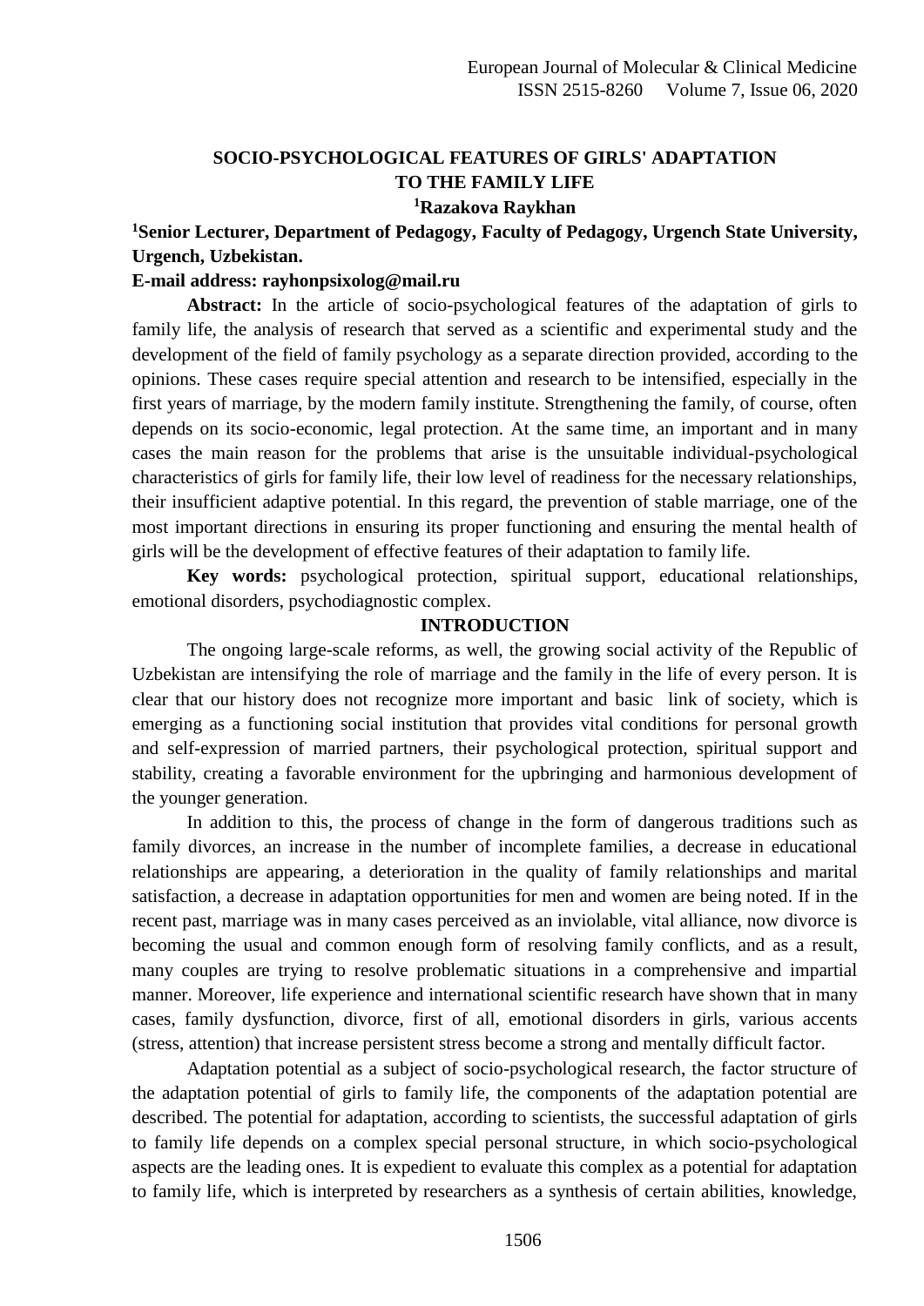# SOCIO-PSYCHOLOGICAL FEATURES OF GIRLS' ADAPTATION TO THE FAMILY LIFE

**[1]Razakova Raykhan**

**[1]Senior Lecturer, Department of Pedagogy, Faculty of Pedagogy, Urgench State University, Urgench, Uzbekistan.**

**E-mail address: rayhonpsixolog@mail.ru**

**Abstract:** In the article of socio-psychological features of the adaptation of girls to family life, the analysis of research that served as a scientific and experimental study and the development of the field of family psychology as a separate direction provided, according to the opinions. These cases require special attention and research to be intensified, especially in the first years of marriage, by the modern family institute. Strengthening the family, of course, often depends on its socio-economic, legal protection. At the same time, an important and in many cases the main reason for the problems that arise is the unsuitable individual-psychological characteristics of girls for family life, their low level of readiness for the necessary relationships, their insufficient adaptive potential. In this regard, the prevention of stable marriage, one of the most important directions in ensuring its proper functioning and ensuring the mental health of girls will be the development of effective features of their adaptation to family life.

**Key words:** psychological protection, spiritual support, educational relationships, emotional disorders, psychodiagnostic complex.

## INTRODUCTION

The ongoing large-scale reforms, as well, the growing social activity of the Republic of Uzbekistan are intensifying the role of marriage and the family in the life of every person. It is clear that our history does not recognize more important and basic link of society, which is emerging as a functioning social institution that provides vital conditions for personal growth and self-expression of married partners, their psychological protection, spiritual support and stability, creating a favorable environment for the upbringing and harmonious development of the younger generation.

In addition to this, the process of change in the form of dangerous traditions such as family divorces, an increase in the number of incomplete families, a decrease in educational relationships are appearing, a deterioration in the quality of family relationships and marital satisfaction, a decrease in adaptation opportunities for men and women are being noted. If in the recent past, marriage was in many cases perceived as an inviolable, vital alliance, now divorce is becoming the usual and common enough form of resolving family conflicts, and as a result, many couples are trying to resolve problematic situations in a comprehensive and impartial manner. Moreover, life experience and international scientific research have shown that in many cases, family dysfunction, divorce, first of all, emotional disorders in girls, various accents (stress, attention) that increase persistent stress become a strong and mentally difficult factor.

Adaptation potential as a subject of socio-psychological research, the factor structure of the adaptation potential of girls to family life, the components of the adaptation potential are described. The potential for adaptation, according to scientists, the successful adaptation of girls to family life depends on a complex special personal structure, in which socio-psychological aspects are the leading ones. It is expedient to evaluate this complex as a potential for adaptation to family life, which is interpreted by researchers as a synthesis of certain abilities, knowledge,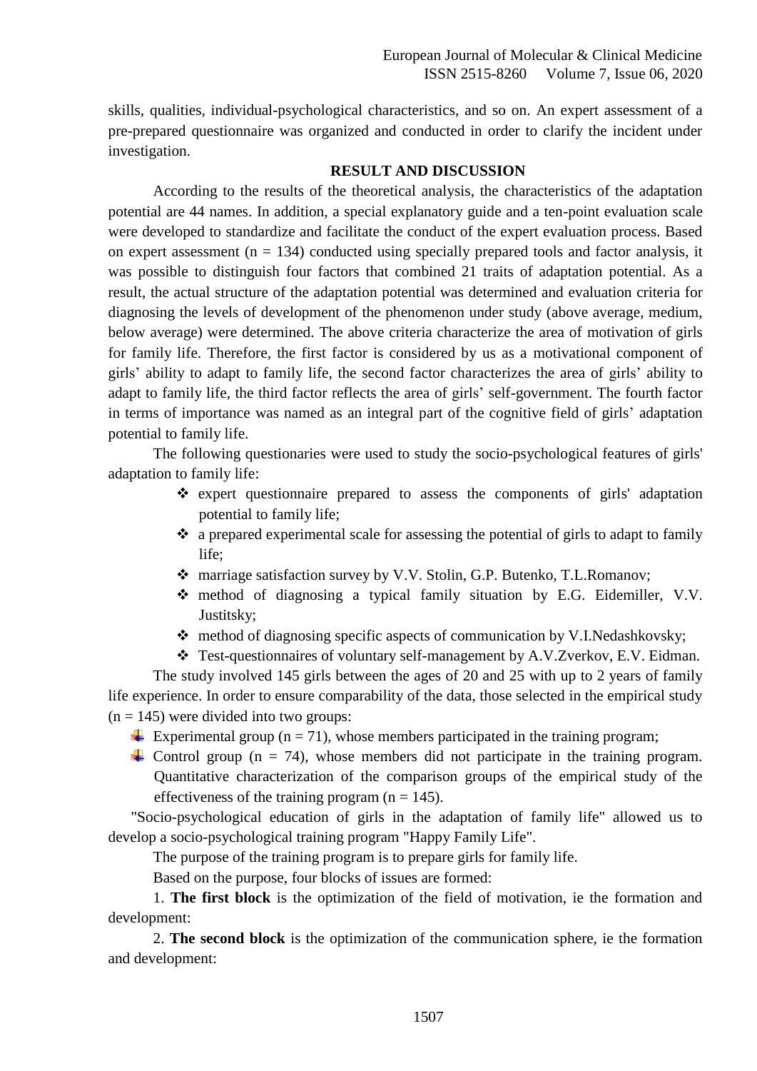skills, qualities, individual-psychological characteristics, and so on. An expert assessment of a pre-prepared questionnaire was organized and conducted in order to clarify the incident under investigation.

## RESULT AND DISCUSSION

According to the results of the theoretical analysis, the characteristics of the adaptation potential are 44 names. In addition, a special explanatory guide and a ten-point evaluation scale were developed to standardize and facilitate the conduct of the expert evaluation process. Based on expert assessment ($n = 134$) conducted using specially prepared tools and factor analysis, it was possible to distinguish four factors that combined 21 traits of adaptation potential. As a result, the actual structure of the adaptation potential was determined and evaluation criteria for diagnosing the levels of development of the phenomenon under study (above average, medium, below average) were determined. The above criteria characterize the area of motivation of girls for family life. Therefore, the first factor is considered by us as a motivational component of girls' ability to adapt to family life, the second factor characterizes the area of girls' ability to adapt to family life, the third factor reflects the area of girls' self-government. The fourth factor in terms of importance was named as an integral part of the cognitive field of girls' adaptation potential to family life.

The following questionaries were used to study the socio-psychological features of girls' adaptation to family life:

- expert questionnaire prepared to assess the components of girls' adaptation potential to family life;
- a prepared experimental scale for assessing the potential of girls to adapt to family life;
- marriage satisfaction survey by V.V. Stolin, G.P. Butenko, T.L.Romanov;
- method of diagnosing a typical family situation by E.G. Eidemiller, V.V. Justitsky;
- method of diagnosing specific aspects of communication by V.I.Nedashkovsky;
- Test-questionnaires of voluntary self-management by A.V.Zverkov, E.V. Eidman.

The study involved 145 girls between the ages of 20 and 25 with up to 2 years of family life experience. In order to ensure comparability of the data, those selected in the empirical study ($n = 145$) were divided into two groups:

- Experimental group ($n = 71$), whose members participated in the training program;
- Control group ($n = 74$), whose members did not participate in the training program. Quantitative characterization of the comparison groups of the empirical study of the effectiveness of the training program ($n = 145$).

"Socio-psychological education of girls in the adaptation of family life" allowed us to develop a socio-psychological training program "Happy Family Life".

The purpose of the training program is to prepare girls for family life.

Based on the purpose, four blocks of issues are formed:

1. **The first block** is the optimization of the field of motivation, ie the formation and development:

2. **The second block** is the optimization of the communication sphere, ie the formation and development: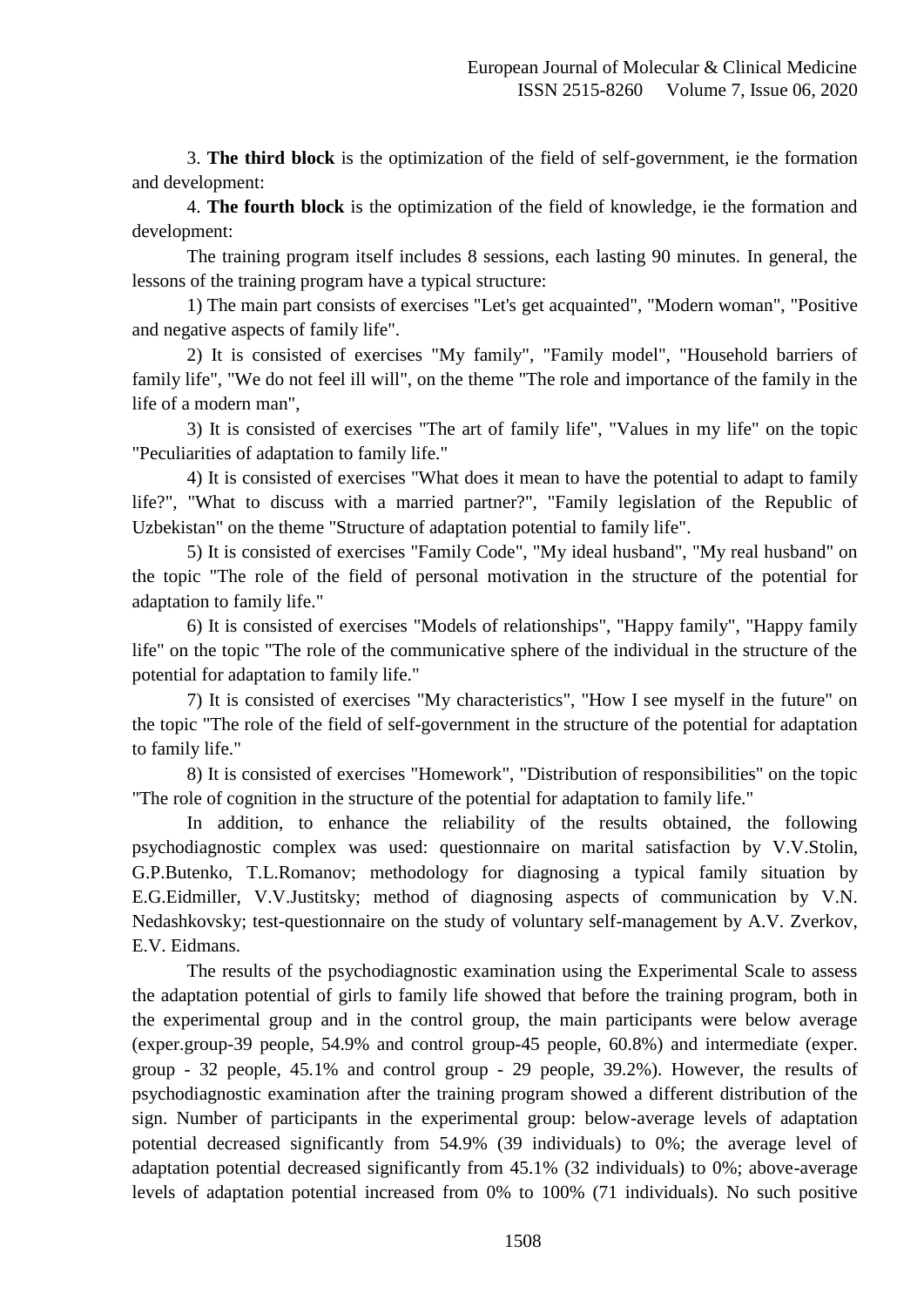3. **The third block** is the optimization of the field of self-government, ie the formation and development:

4. **The fourth block** is the optimization of the field of knowledge, ie the formation and development:

The training program itself includes 8 sessions, each lasting 90 minutes. In general, the lessons of the training program have a typical structure:

1) The main part consists of exercises "Let's get acquainted", "Modern woman", "Positive and negative aspects of family life".

2) It is consisted of exercises "My family", "Family model", "Household barriers of family life", "We do not feel ill will", on the theme "The role and importance of the family in the life of a modern man",

3) It is consisted of exercises "The art of family life", "Values in my life" on the topic "Peculiarities of adaptation to family life."

4) It is consisted of exercises "What does it mean to have the potential to adapt to family life?", "What to discuss with a married partner?", "Family legislation of the Republic of Uzbekistan" on the theme "Structure of adaptation potential to family life".

5) It is consisted of exercises "Family Code", "My ideal husband", "My real husband" on the topic "The role of the field of personal motivation in the structure of the potential for adaptation to family life."

6) It is consisted of exercises "Models of relationships", "Happy family", "Happy family life" on the topic "The role of the communicative sphere of the individual in the structure of the potential for adaptation to family life."

7) It is consisted of exercises "My characteristics", "How I see myself in the future" on the topic "The role of the field of self-government in the structure of the potential for adaptation to family life."

8) It is consisted of exercises "Homework", "Distribution of responsibilities" on the topic "The role of cognition in the structure of the potential for adaptation to family life."

In addition, to enhance the reliability of the results obtained, the following psychodiagnostic complex was used: questionnaire on marital satisfaction by V.V.Stolin, G.P.Butenko, T.L.Romanov; methodology for diagnosing a typical family situation by E.G.Eidmiller, V.V.Justitsky; method of diagnosing aspects of communication by V.N. Nedashkovsky; test-questionnaire on the study of voluntary self-management by A.V. Zverkov, E.V. Eidmans.

The results of the psychodiagnostic examination using the Experimental Scale to assess the adaptation potential of girls to family life showed that before the training program, both in the experimental group and in the control group, the main participants were below average (exper.group-39 people, 54.9% and control group-45 people, 60.8%) and intermediate (exper. group - 32 people, 45.1% and control group - 29 people, 39.2%). However, the results of psychodiagnostic examination after the training program showed a different distribution of the sign. Number of participants in the experimental group: below-average levels of adaptation potential decreased significantly from 54.9% (39 individuals) to 0%; the average level of adaptation potential decreased significantly from 45.1% (32 individuals) to 0%; above-average levels of adaptation potential increased from 0% to 100% (71 individuals). No such positive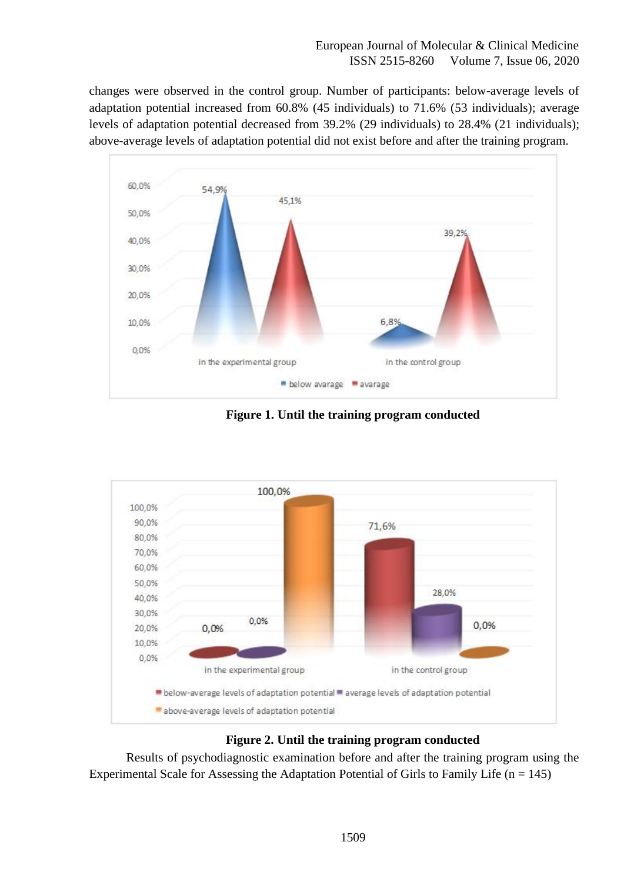changes were observed in the control group. Number of participants: below-average levels of adaptation potential increased from 60.8% (45 individuals) to 71.6% (53 individuals); average levels of adaptation potential decreased from 39.2% (29 individuals) to 28.4% (21 individuals); above-average levels of adaptation potential did not exist before and after the training program.

**Figure 1. Until the training program conducted**

**Figure 2. Until the training program conducted**

Results of psychodiagnostic examination before and after the training program using the Experimental Scale for Assessing the Adaptation Potential of Girls to Family Life (n = 145)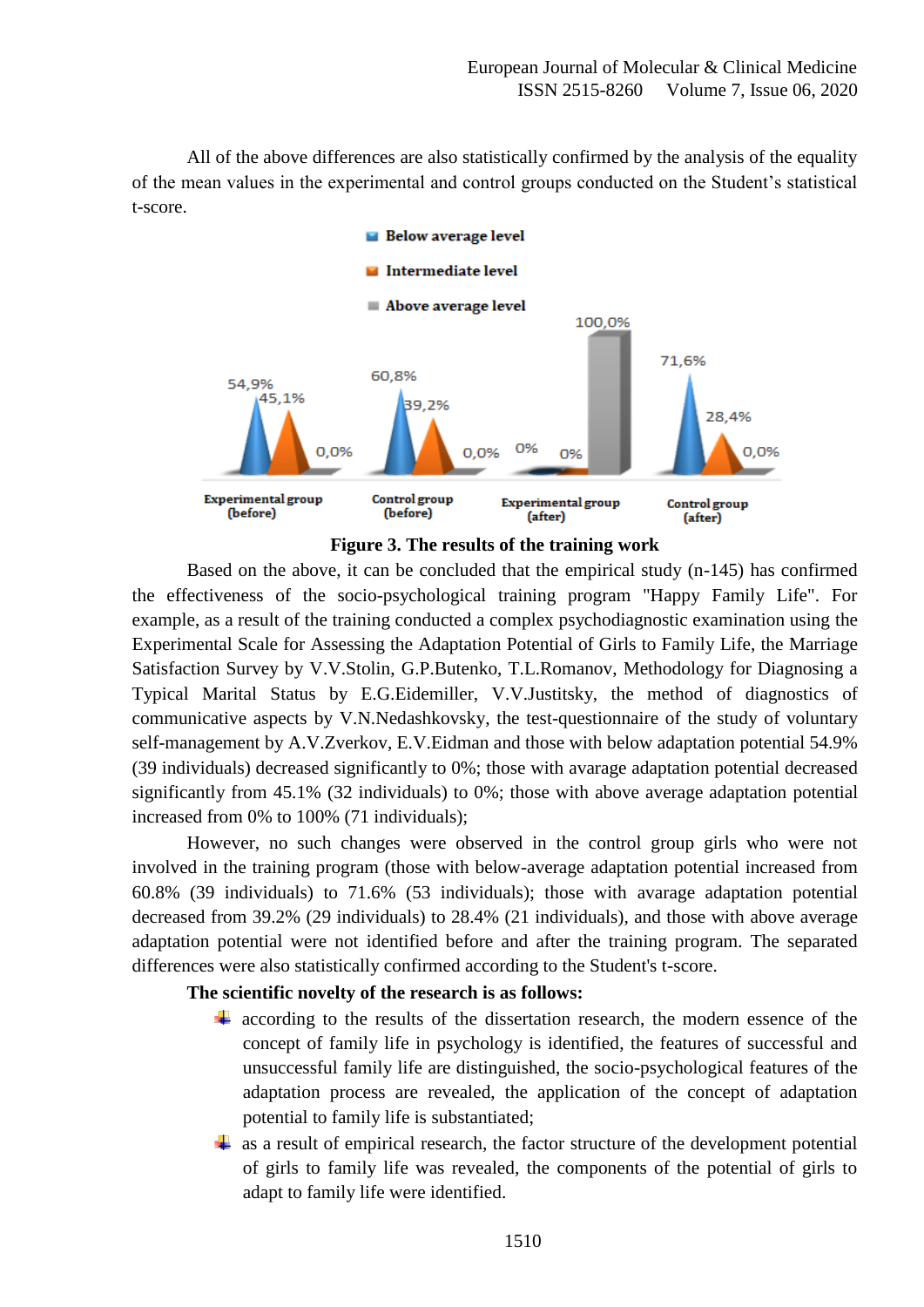All of the above differences are also statistically confirmed by the analysis of the equality of the mean values in the experimental and control groups conducted on the Student's statistical t-score.

**Figure 3. The results of the training work**

Based on the above, it can be concluded that the empirical study (n-145) has confirmed the effectiveness of the socio-psychological training program "Happy Family Life". For example, as a result of the training conducted a complex psychodiagnostic examination using the Experimental Scale for Assessing the Adaptation Potential of Girls to Family Life, the Marriage Satisfaction Survey by V.V.Stolin, G.P.Butenko, T.L.Romanov, Methodology for Diagnosing a Typical Marital Status by E.G.Eidemiller, V.V.Justitsky, the method of diagnostics of communicative aspects by V.N.Nedashkovsky, the test-questionnaire of the study of voluntary self-management by A.V.Zverkov, E.V.Eidman and those with below adaptation potential 54.9% (39 individuals) decreased significantly to 0%; those with avarage adaptation potential decreased significantly from 45.1% (32 individuals) to 0%; those with above average adaptation potential increased from 0% to 100% (71 individuals);

However, no such changes were observed in the control group girls who were not involved in the training program (those with below-average adaptation potential increased from 60.8% (39 individuals) to 71.6% (53 individuals); those with avarage adaptation potential decreased from 39.2% (29 individuals) to 28.4% (21 individuals), and those with above average adaptation potential were not identified before and after the training program. The separated differences were also statistically confirmed according to the Student's t-score.

**The scientific novelty of the research is as follows:**

- according to the results of the dissertation research, the modern essence of the concept of family life in psychology is identified, the features of successful and unsuccessful family life are distinguished, the socio-psychological features of the adaptation process are revealed, the application of the concept of adaptation potential to family life is substantiated;
- as a result of empirical research, the factor structure of the development potential of girls to family life was revealed, the components of the potential of girls to adapt to family life were identified.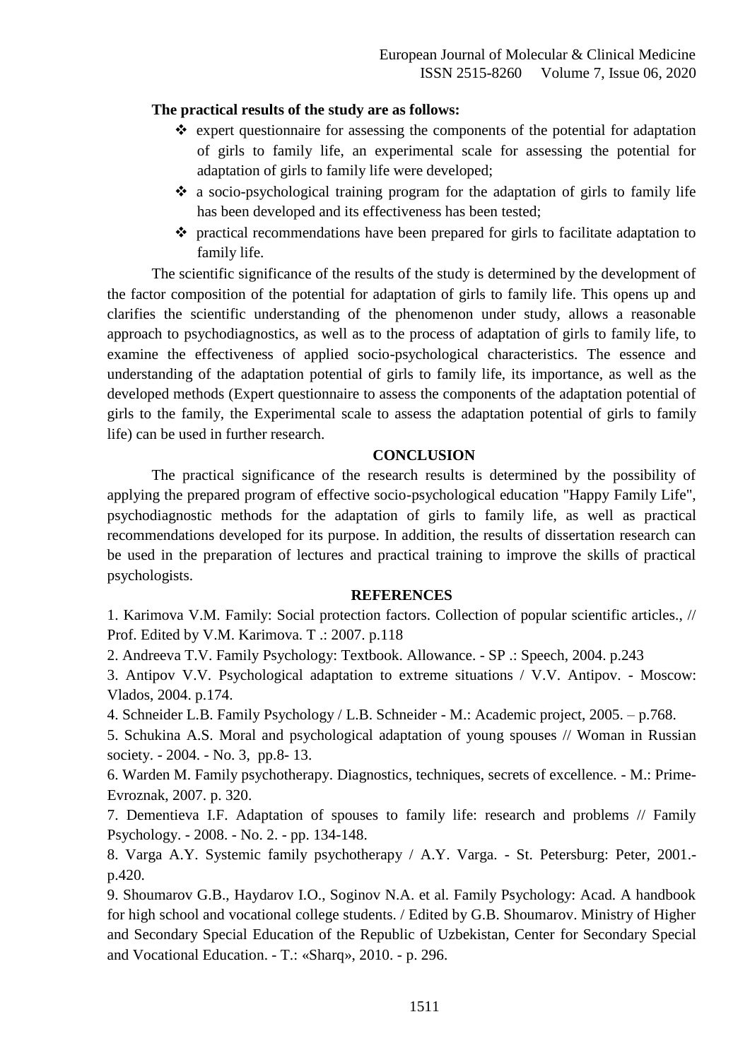**The practical results of the study are as follows:**

- expert questionnaire for assessing the components of the potential for adaptation of girls to family life, an experimental scale for assessing the potential for adaptation of girls to family life were developed;
- a socio-psychological training program for the adaptation of girls to family life has been developed and its effectiveness has been tested;
- practical recommendations have been prepared for girls to facilitate adaptation to family life.

The scientific significance of the results of the study is determined by the development of the factor composition of the potential for adaptation of girls to family life. This opens up and clarifies the scientific understanding of the phenomenon under study, allows a reasonable approach to psychodiagnostics, as well as to the process of adaptation of girls to family life, to examine the effectiveness of applied socio-psychological characteristics. The essence and understanding of the adaptation potential of girls to family life, its importance, as well as the developed methods (Expert questionnaire to assess the components of the adaptation potential of girls to the family, the Experimental scale to assess the adaptation potential of girls to family life) can be used in further research.

## CONCLUSION

The practical significance of the research results is determined by the possibility of applying the prepared program of effective socio-psychological education "Happy Family Life", psychodiagnostic methods for the adaptation of girls to family life, as well as practical recommendations developed for its purpose. In addition, the results of dissertation research can be used in the preparation of lectures and practical training to improve the skills of practical psychologists.

## REFERENCES

1. Karimova V.M. Family: Social protection factors. Collection of popular scientific articles., // Prof. Edited by V.M. Karimova. T .: 2007. p.118
2. Andreeva T.V. Family Psychology: Textbook. Allowance. - SP .: Speech, 2004. p.243
3. Antipov V.V. Psychological adaptation to extreme situations / V.V. Antipov. - Moscow: Vlados, 2004. p.174.
4. Schneider L.B. Family Psychology / L.B. Schneider - M.: Academic project, 2005. – p.768.
5. Schukina A.S. Moral and psychological adaptation of young spouses // Woman in Russian society. - 2004. - No. 3, pp.8- 13.
6. Warden M. Family psychotherapy. Diagnostics, techniques, secrets of excellence. - M.: Prime-Evroznak, 2007. p. 320.
7. Dementieva I.F. Adaptation of spouses to family life: research and problems // Family Psychology. - 2008. - No. 2. - pp. 134-148.
8. Varga A.Y. Systemic family psychotherapy / A.Y. Varga. - St. Petersburg: Peter, 2001.- p.420.
9. Shoumarov G.B., Haydarov I.O., Soginov N.A. et al. Family Psychology: Acad. A handbook for high school and vocational college students. / Edited by G.B. Shoumarov. Ministry of Higher and Secondary Special Education of the Republic of Uzbekistan, Center for Secondary Special and Vocational Education. - T.: «Sharq», 2010. - p. 296.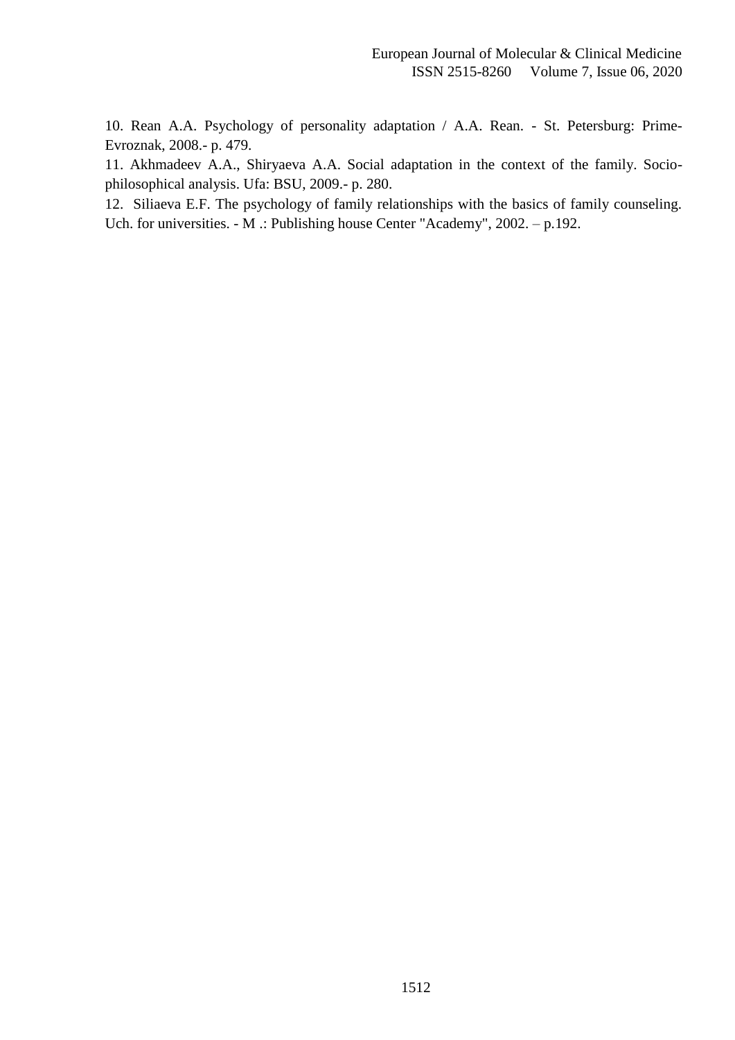10. Rean A.A. Psychology of personality adaptation / A.A. Rean. - St. Petersburg: Prime-Evroznak, 2008.- p. 479.

11. Akhmadeev A.A., Shiryaeva A.A. Social adaptation in the context of the family. Socio-philosophical analysis. Ufa: BSU, 2009.- p. 280.

12. Siliaeva E.F. The psychology of family relationships with the basics of family counseling. Uch. for universities. - M .: Publishing house Center "Academy", 2002. – p.192.